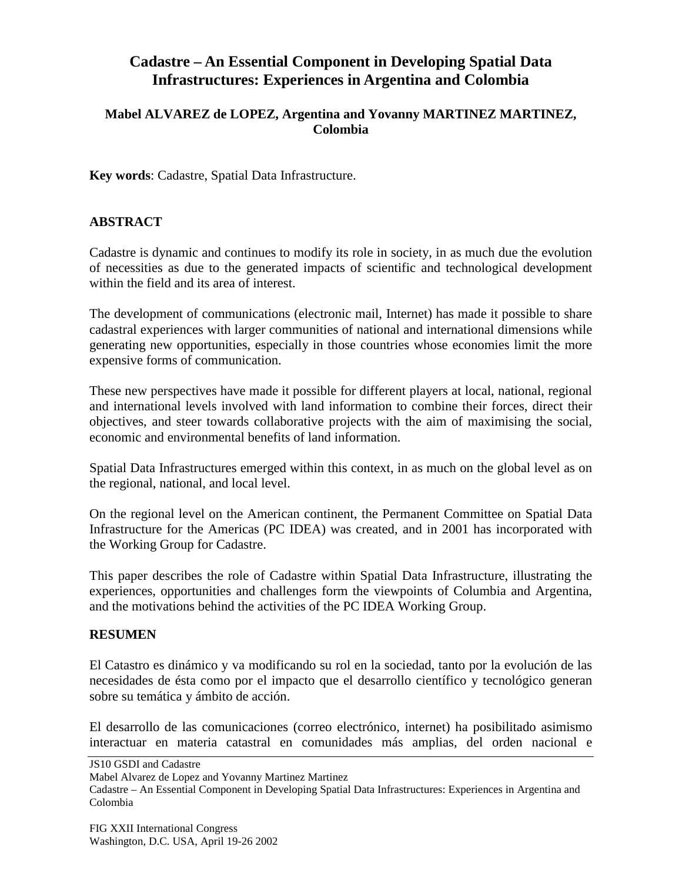# Cadastre – An Essential Component in Developing Spatial Data Infrastructures: Experiences in Argentina and Colombia

**Mabel ALVAREZ de LOPEZ, Argentina and Yovanny MARTINEZ MARTINEZ, Colombia**

**Key words**: Cadastre, Spatial Data Infrastructure.

## ABSTRACT

Cadastre is dynamic and continues to modify its role in society, in as much due the evolution of necessities as due to the generated impacts of scientific and technological development within the field and its area of interest.

The development of communications (electronic mail, Internet) has made it possible to share cadastral experiences with larger communities of national and international dimensions while generating new opportunities, especially in those countries whose economies limit the more expensive forms of communication.

These new perspectives have made it possible for different players at local, national, regional and international levels involved with land information to combine their forces, direct their objectives, and steer towards collaborative projects with the aim of maximising the social, economic and environmental benefits of land information.

Spatial Data Infrastructures emerged within this context, in as much on the global level as on the regional, national, and local level.

On the regional level on the American continent, the Permanent Committee on Spatial Data Infrastructure for the Americas (PC IDEA) was created, and in 2001 has incorporated with the Working Group for Cadastre.

This paper describes the role of Cadastre within Spatial Data Infrastructure, illustrating the experiences, opportunities and challenges form the viewpoints of Columbia and Argentina, and the motivations behind the activities of the PC IDEA Working Group.

## RESUMEN

El Catastro es dinámico y va modificando su rol en la sociedad, tanto por la evolución de las necesidades de ésta como por el impacto que el desarrollo científico y tecnológico generan sobre su temática y ámbito de acción.

El desarrollo de las comunicaciones (correo electrónico, internet) ha posibilitado asimismo interactuar en materia catastral en comunidades más amplias, del orden nacional e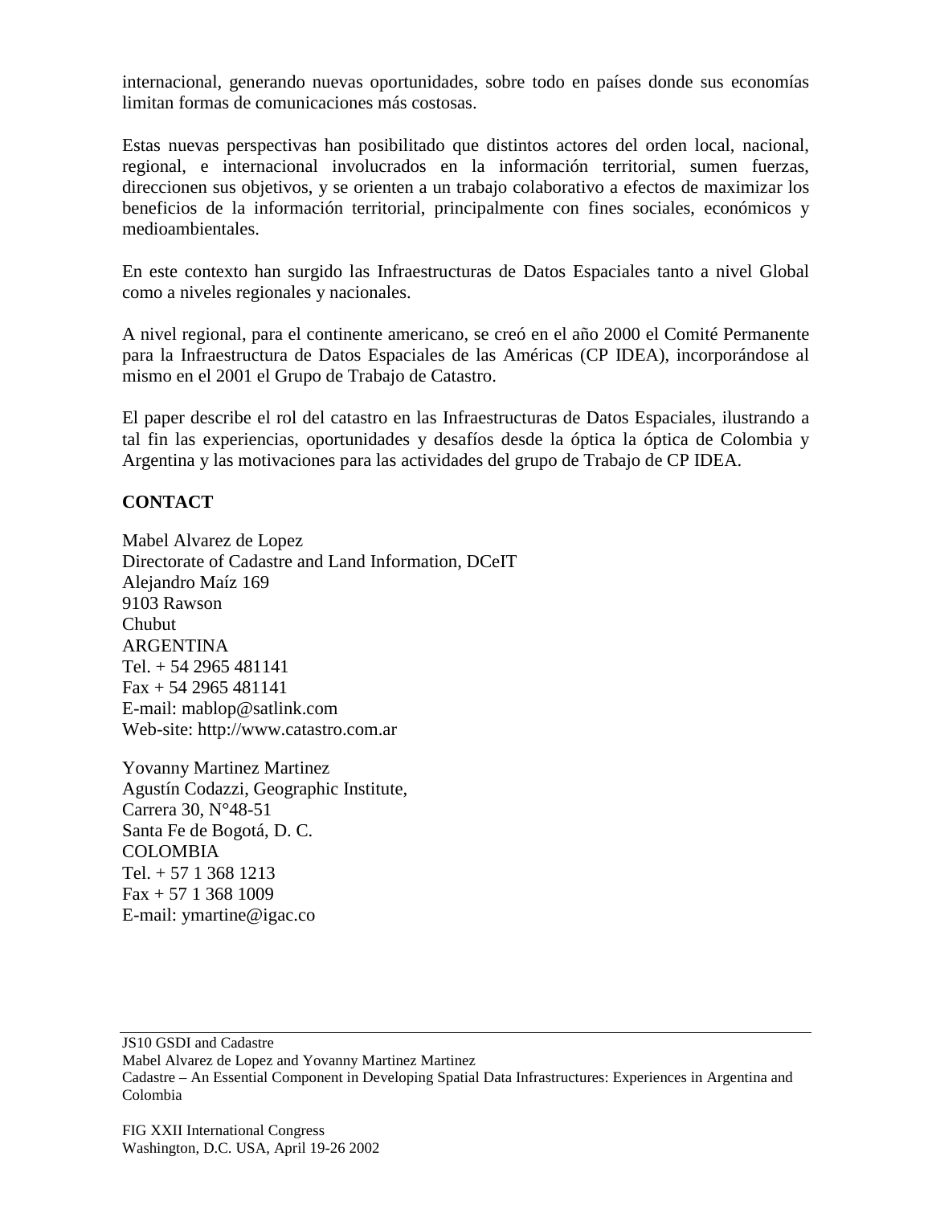internacional, generando nuevas oportunidades, sobre todo en países donde sus economías limitan formas de comunicaciones más costosas.

Estas nuevas perspectivas han posibilitado que distintos actores del orden local, nacional, regional, e internacional involucrados en la información territorial, sumen fuerzas, direccionen sus objetivos, y se orienten a un trabajo colaborativo a efectos de maximizar los beneficios de la información territorial, principalmente con fines sociales, económicos y medioambientales.

En este contexto han surgido las Infraestructuras de Datos Espaciales tanto a nivel Global como a niveles regionales y nacionales.

A nivel regional, para el continente americano, se creó en el año 2000 el Comité Permanente para la Infraestructura de Datos Espaciales de las Américas (CP IDEA), incorporándose al mismo en el 2001 el Grupo de Trabajo de Catastro.

El paper describe el rol del catastro en las Infraestructuras de Datos Espaciales, ilustrando a tal fin las experiencias, oportunidades y desafíos desde la óptica la óptica de Colombia y Argentina y las motivaciones para las actividades del grupo de Trabajo de CP IDEA.

**CONTACT**

Mabel Alvarez de Lopez
Directorate of Cadastre and Land Information, DCeIT
Alejandro Maíz 169
9103 Rawson
Chubut
ARGENTINA
Tel. + 54 2965 481141
Fax + 54 2965 481141
E-mail: mablop@satlink.com
Web-site: http://www.catastro.com.ar

Yovanny Martinez Martinez
Agustín Codazzi, Geographic Institute,
Carrera 30, N°48-51
Santa Fe de Bogotá, D. C.
COLOMBIA
Tel. + 57 1 368 1213
Fax + 57 1 368 1009
E-mail: ymartine@igac.co